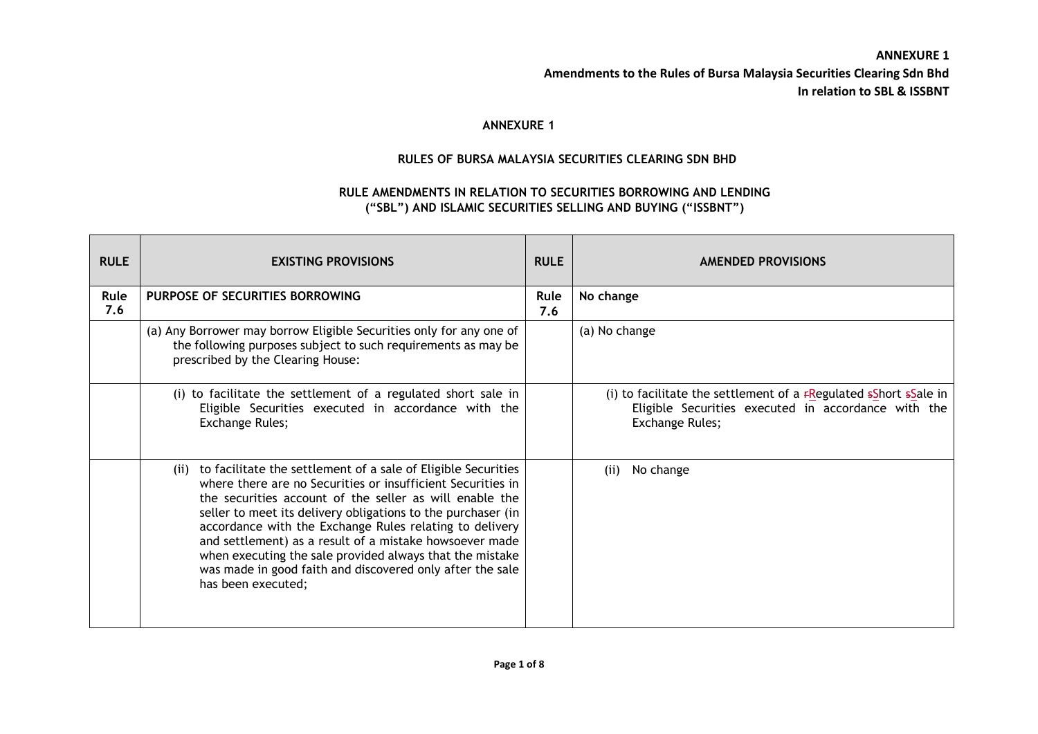**ANNEXURE 1**
**Amendments to the Rules of Bursa Malaysia Securities Clearing Sdn Bhd**
**In relation to SBL & ISSBNT**

**ANNEXURE 1**

**RULES OF BURSA MALAYSIA SECURITIES CLEARING SDN BHD**

**RULE AMENDMENTS IN RELATION TO SECURITIES BORROWING AND LENDING ("SBL") AND ISLAMIC SECURITIES SELLING AND BUYING ("ISSBNT")**

| RULE | EXISTING PROVISIONS | RULE | AMENDED PROVISIONS |
|---|---|---|---|
| **Rule 7.6** | **PURPOSE OF SECURITIES BORROWING** | **Rule 7.6** | **No change** |
| | (a) Any Borrower may borrow Eligible Securities only for any one of the following purposes subject to such requirements as may be prescribed by the Clearing House: | | (a) No change |
| | (i) to facilitate the settlement of a regulated short sale in Eligible Securities executed in accordance with the Exchange Rules; | | (i) to facilitate the settlement of a ~~r~~Regulated ~~s~~Short ~~s~~Sale in Eligible Securities executed in accordance with the Exchange Rules; |
| | (ii) to facilitate the settlement of a sale of Eligible Securities where there are no Securities or insufficient Securities in the securities account of the seller as will enable the seller to meet its delivery obligations to the purchaser (in accordance with the Exchange Rules relating to delivery and settlement) as a result of a mistake howsoever made when executing the sale provided always that the mistake was made in good faith and discovered only after the sale has been executed; | | (ii) No change |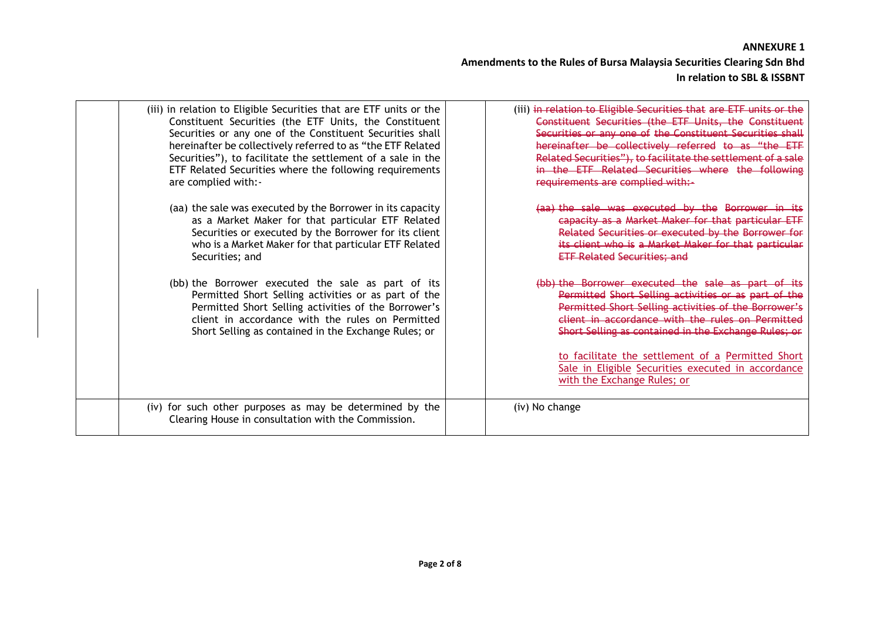| | | | |
|---|---|---|---|
| | (iii) in relation to Eligible Securities that are ETF units or the Constituent Securities (the ETF Units, the Constituent Securities or any one of the Constituent Securities shall hereinafter be collectively referred to as "the ETF Related Securities"), to facilitate the settlement of a sale in the ETF Related Securities where the following requirements are complied with:-<br><br>(aa) the sale was executed by the Borrower in its capacity as a Market Maker for that particular ETF Related Securities or executed by the Borrower for its client who is a Market Maker for that particular ETF Related Securities; and<br><br>(bb) the Borrower executed the sale as part of its Permitted Short Selling activities or as part of the Permitted Short Selling activities of the Borrower's client in accordance with the rules on Permitted Short Selling as contained in the Exchange Rules; or | | (iii) ~~in relation to Eligible Securities that are ETF units or the Constituent Securities (the ETF Units, the Constituent Securities or any one of the Constituent Securities shall hereinafter be collectively referred to as "the ETF Related Securities"), to facilitate the settlement of a sale in the ETF Related Securities where the following requirements are complied with:-~~<br><br>~~(aa) the sale was executed by the Borrower in its capacity as a Market Maker for that particular ETF Related Securities or executed by the Borrower for its client who is a Market Maker for that particular ETF Related Securities; and~~<br><br>~~(bb) the Borrower executed the sale as part of its Permitted Short Selling activities or as part of the Permitted Short Selling activities of the Borrower's client in accordance with the rules on Permitted Short Selling as contained in the Exchange Rules; or~~<br><br><u>to facilitate the settlement of a Permitted Short Sale in Eligible Securities executed in accordance with the Exchange Rules; or</u> |
| | (iv) for such other purposes as may be determined by the Clearing House in consultation with the Commission. | | (iv) No change |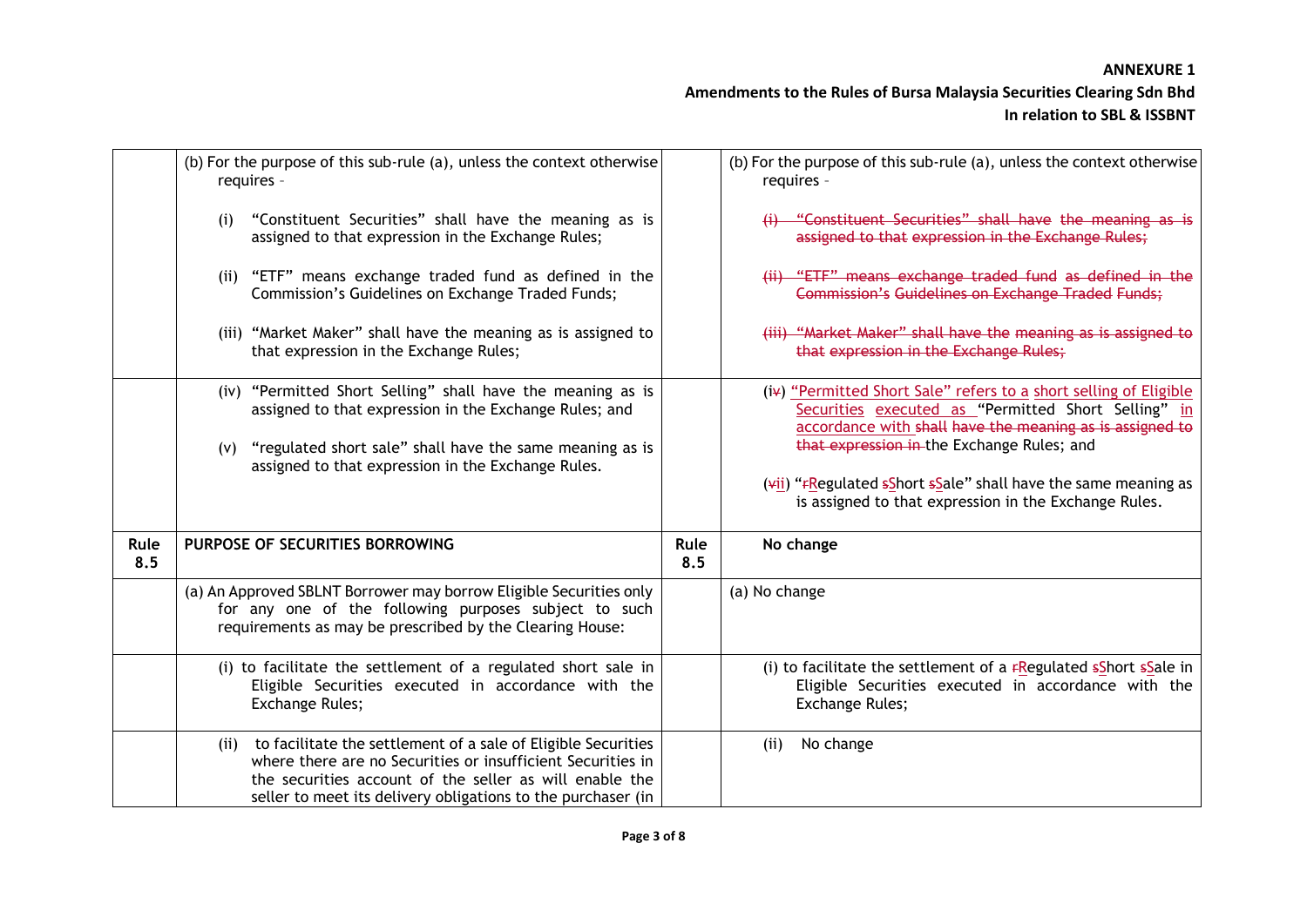**ANNEXURE 1**
**Amendments to the Rules of Bursa Malaysia Securities Clearing Sdn Bhd**
**In relation to SBL & ISSBNT**

| | | | |
|---|---|---|---|
| | (b) For the purpose of this sub-rule (a), unless the context otherwise requires -<br><br>(i) "Constituent Securities" shall have the meaning as is assigned to that expression in the Exchange Rules;<br><br>(ii) "ETF" means exchange traded fund as defined in the Commission's Guidelines on Exchange Traded Funds;<br><br>(iii) "Market Maker" shall have the meaning as is assigned to that expression in the Exchange Rules; | | (b) For the purpose of this sub-rule (a), unless the context otherwise requires -<br><br>~~(i) "Constituent Securities" shall have the meaning as is assigned to that expression in the Exchange Rules;~~<br><br>~~(ii) "ETF" means exchange traded fund as defined in the Commission's Guidelines on Exchange Traded Funds;~~<br><br>~~(iii) "Market Maker" shall have the meaning as is assigned to that expression in the Exchange Rules;~~ |
| | (iv) "Permitted Short Selling" shall have the meaning as is assigned to that expression in the Exchange Rules; and<br><br>(v) "regulated short sale" shall have the same meaning as is assigned to that expression in the Exchange Rules. | | (i~~v~~) <u>"Permitted Short Sale" refers to a short selling of Eligible Securities executed as</u> "Permitted Short Selling" <u>in accordance with</u> ~~shall have the meaning as is assigned to that expression in~~ the Exchange Rules; and<br><br>(~~v~~<u>ii</u>) "~~r~~<u>R</u>egulated ~~s~~<u>S</u>hort ~~s~~<u>S</u>ale" shall have the same meaning as is assigned to that expression in the Exchange Rules. |
| **Rule 8.5** | **PURPOSE OF SECURITIES BORROWING** | **Rule 8.5** | **No change** |
| | (a) An Approved SBLNT Borrower may borrow Eligible Securities only for any one of the following purposes subject to such requirements as may be prescribed by the Clearing House: | | (a) No change |
| | (i) to facilitate the settlement of a regulated short sale in Eligible Securities executed in accordance with the Exchange Rules; | | (i) to facilitate the settlement of a ~~r~~<u>R</u>egulated ~~s~~<u>S</u>hort ~~s~~<u>S</u>ale in Eligible Securities executed in accordance with the Exchange Rules; |
| | (ii) to facilitate the settlement of a sale of Eligible Securities where there are no Securities or insufficient Securities in the securities account of the seller as will enable the seller to meet its delivery obligations to the purchaser (in | | (ii) No change |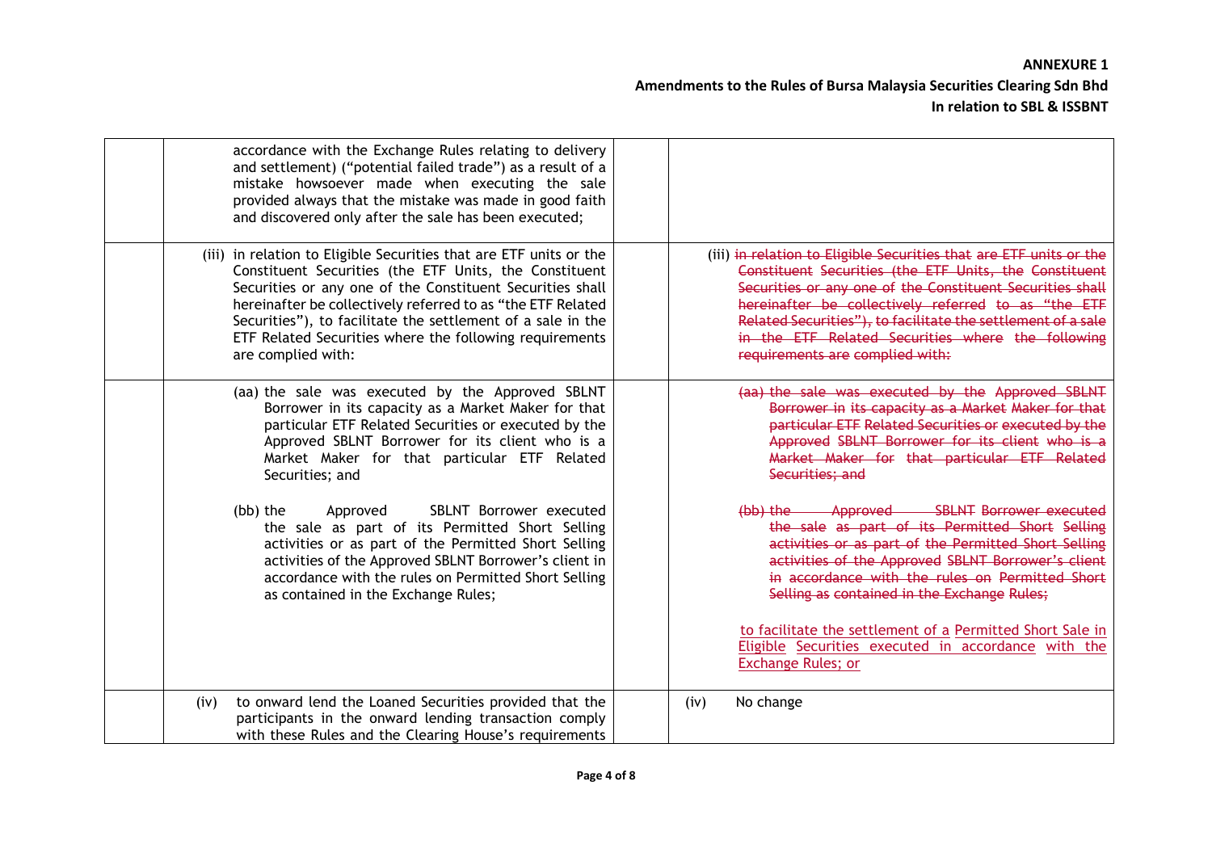| | Existing | | Amended |
|---|---|---|---|
| | accordance with the Exchange Rules relating to delivery and settlement) ("potential failed trade") as a result of a mistake howsoever made when executing the sale provided always that the mistake was made in good faith and discovered only after the sale has been executed; | | |
| | (iii) in relation to Eligible Securities that are ETF units or the Constituent Securities (the ETF Units, the Constituent Securities or any one of the Constituent Securities shall hereinafter be collectively referred to as "the ETF Related Securities"), to facilitate the settlement of a sale in the ETF Related Securities where the following requirements are complied with: | | (iii) ~~in relation to Eligible Securities that are ETF units or the Constituent Securities (the ETF Units, the Constituent Securities or any one of the Constituent Securities shall hereinafter be collectively referred to as "the ETF Related Securities"), to facilitate the settlement of a sale in the ETF Related Securities where the following requirements are complied with:~~ |
| | (aa) the sale was executed by the Approved SBLNT Borrower in its capacity as a Market Maker for that particular ETF Related Securities or executed by the Approved SBLNT Borrower for its client who is a Market Maker for that particular ETF Related Securities; and<br><br>(bb) the Approved SBLNT Borrower executed the sale as part of its Permitted Short Selling activities or as part of the Permitted Short Selling activities of the Approved SBLNT Borrower's client in accordance with the rules on Permitted Short Selling as contained in the Exchange Rules; | | ~~(aa) the sale was executed by the Approved SBLNT Borrower in its capacity as a Market Maker for that particular ETF Related Securities or executed by the Approved SBLNT Borrower for its client who is a Market Maker for that particular ETF Related Securities; and~~<br><br>~~(bb) the Approved SBLNT Borrower executed the sale as part of its Permitted Short Selling activities or as part of the Permitted Short Selling activities of the Approved SBLNT Borrower's client in accordance with the rules on Permitted Short Selling as contained in the Exchange Rules;~~<br><br><u>to facilitate the settlement of a Permitted Short Sale in Eligible Securities executed in accordance with the Exchange Rules; or</u> |
| | (iv) to onward lend the Loaned Securities provided that the participants in the onward lending transaction comply with these Rules and the Clearing House's requirements | | (iv) No change |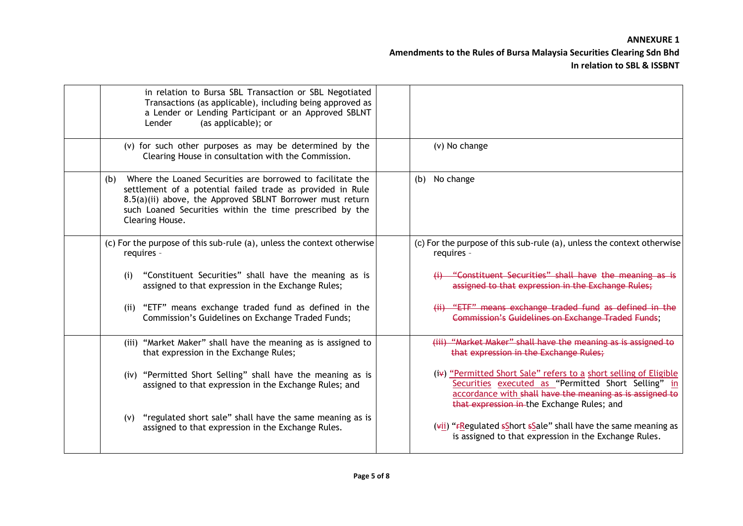| | | | |
|---|---|---|---|
| | in relation to Bursa SBL Transaction or SBL Negotiated Transactions (as applicable), including being approved as a Lender or Lending Participant or an Approved SBLNT Lender (as applicable); or | | |
| | (v) for such other purposes as may be determined by the Clearing House in consultation with the Commission. | | (v) No change |
| | (b) Where the Loaned Securities are borrowed to facilitate the settlement of a potential failed trade as provided in Rule 8.5(a)(ii) above, the Approved SBLNT Borrower must return such Loaned Securities within the time prescribed by the Clearing House. | | (b) No change |
| | (c) For the purpose of this sub-rule (a), unless the context otherwise requires – <br><br> (i) "Constituent Securities" shall have the meaning as is assigned to that expression in the Exchange Rules; <br><br> (ii) "ETF" means exchange traded fund as defined in the Commission's Guidelines on Exchange Traded Funds; | | (c) For the purpose of this sub-rule (a), unless the context otherwise requires – <br><br> ~~(i) "Constituent Securities" shall have the meaning as is assigned to that expression in the Exchange Rules;~~ <br><br> ~~(ii) "ETF" means exchange traded fund as defined in the Commission's Guidelines on Exchange Traded Funds~~; |
| | (iii) "Market Maker" shall have the meaning as is assigned to that expression in the Exchange Rules; <br><br> (iv) "Permitted Short Selling" shall have the meaning as is assigned to that expression in the Exchange Rules; and <br><br> (v) "regulated short sale" shall have the same meaning as is assigned to that expression in the Exchange Rules. | | ~~(iii) "Market Maker" shall have the meaning as is assigned to that expression in the Exchange Rules;~~ <br><br> (i~~v~~) "Permitted Short Sale" refers to a short selling of Eligible Securities executed as "Permitted Short Selling" in accordance with ~~shall have the meaning as is assigned to that expression in~~ the Exchange Rules; and <br><br> (~~v~~ii) "~~r~~Regulated ~~s~~Short ~~s~~Sale" shall have the same meaning as is assigned to that expression in the Exchange Rules. |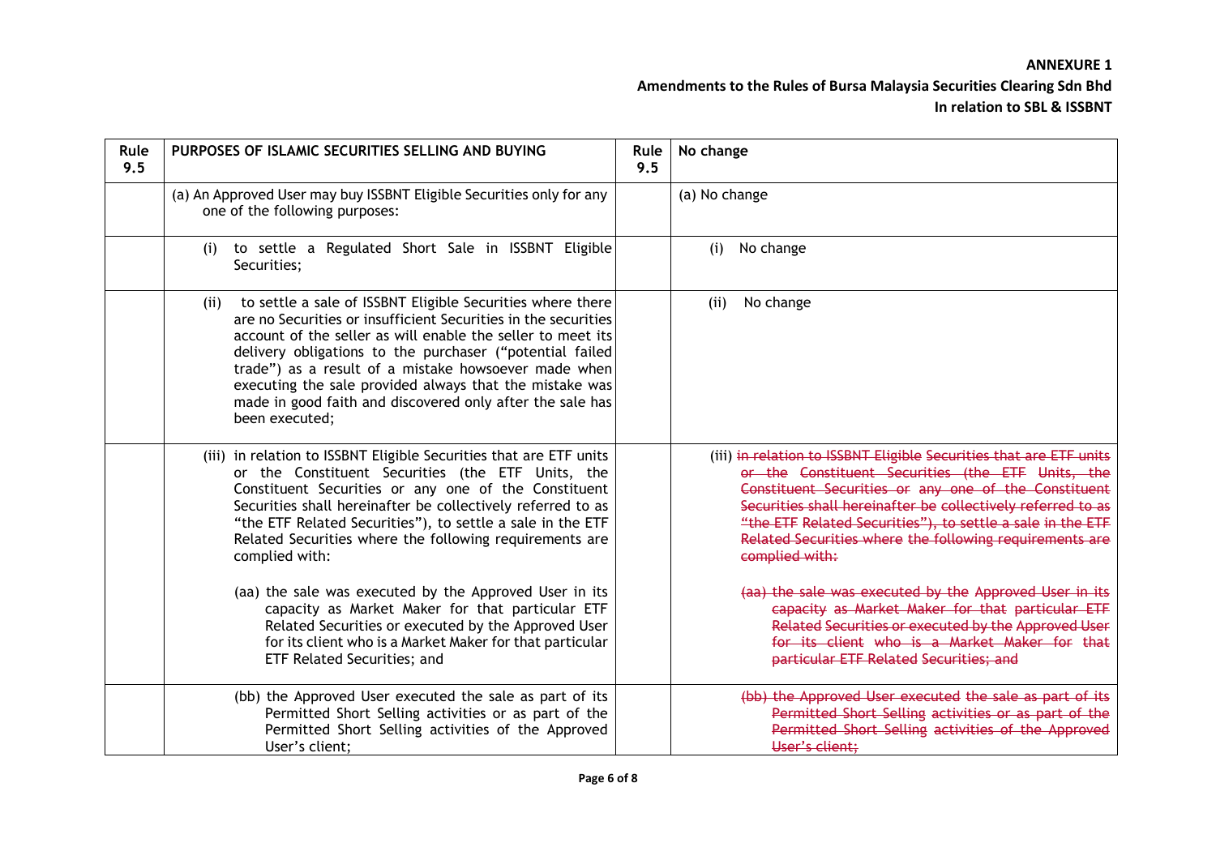**ANNEXURE 1**

**Amendments to the Rules of Bursa Malaysia Securities Clearing Sdn Bhd**

**In relation to SBL & ISSBNT**

| Rule 9.5 | PURPOSES OF ISLAMIC SECURITIES SELLING AND BUYING | Rule 9.5 | No change |
|---|---|---|---|
| | (a) An Approved User may buy ISSBNT Eligible Securities only for any one of the following purposes: | | (a) No change |
| | (i) to settle a Regulated Short Sale in ISSBNT Eligible Securities; | | (i) No change |
| | (ii) to settle a sale of ISSBNT Eligible Securities where there are no Securities or insufficient Securities in the securities account of the seller as will enable the seller to meet its delivery obligations to the purchaser ("potential failed trade") as a result of a mistake howsoever made when executing the sale provided always that the mistake was made in good faith and discovered only after the sale has been executed; | | (ii) No change |
| | (iii) in relation to ISSBNT Eligible Securities that are ETF units or the Constituent Securities (the ETF Units, the Constituent Securities or any one of the Constituent Securities shall hereinafter be collectively referred to as "the ETF Related Securities"), to settle a sale in the ETF Related Securities where the following requirements are complied with:<br><br>(aa) the sale was executed by the Approved User in its capacity as Market Maker for that particular ETF Related Securities or executed by the Approved User for its client who is a Market Maker for that particular ETF Related Securities; and | | (iii) ~~in relation to ISSBNT Eligible Securities that are ETF units or the Constituent Securities (the ETF Units, the Constituent Securities or any one of the Constituent Securities shall hereinafter be collectively referred to as "the ETF Related Securities"), to settle a sale in the ETF Related Securities where the following requirements are complied with:~~<br><br>~~(aa) the sale was executed by the Approved User in its capacity as Market Maker for that particular ETF Related Securities or executed by the Approved User for its client who is a Market Maker for that particular ETF Related Securities; and~~ |
| | (bb) the Approved User executed the sale as part of its Permitted Short Selling activities or as part of the Permitted Short Selling activities of the Approved User's client; | | ~~(bb) the Approved User executed the sale as part of its Permitted Short Selling activities or as part of the Permitted Short Selling activities of the Approved User's client;~~ |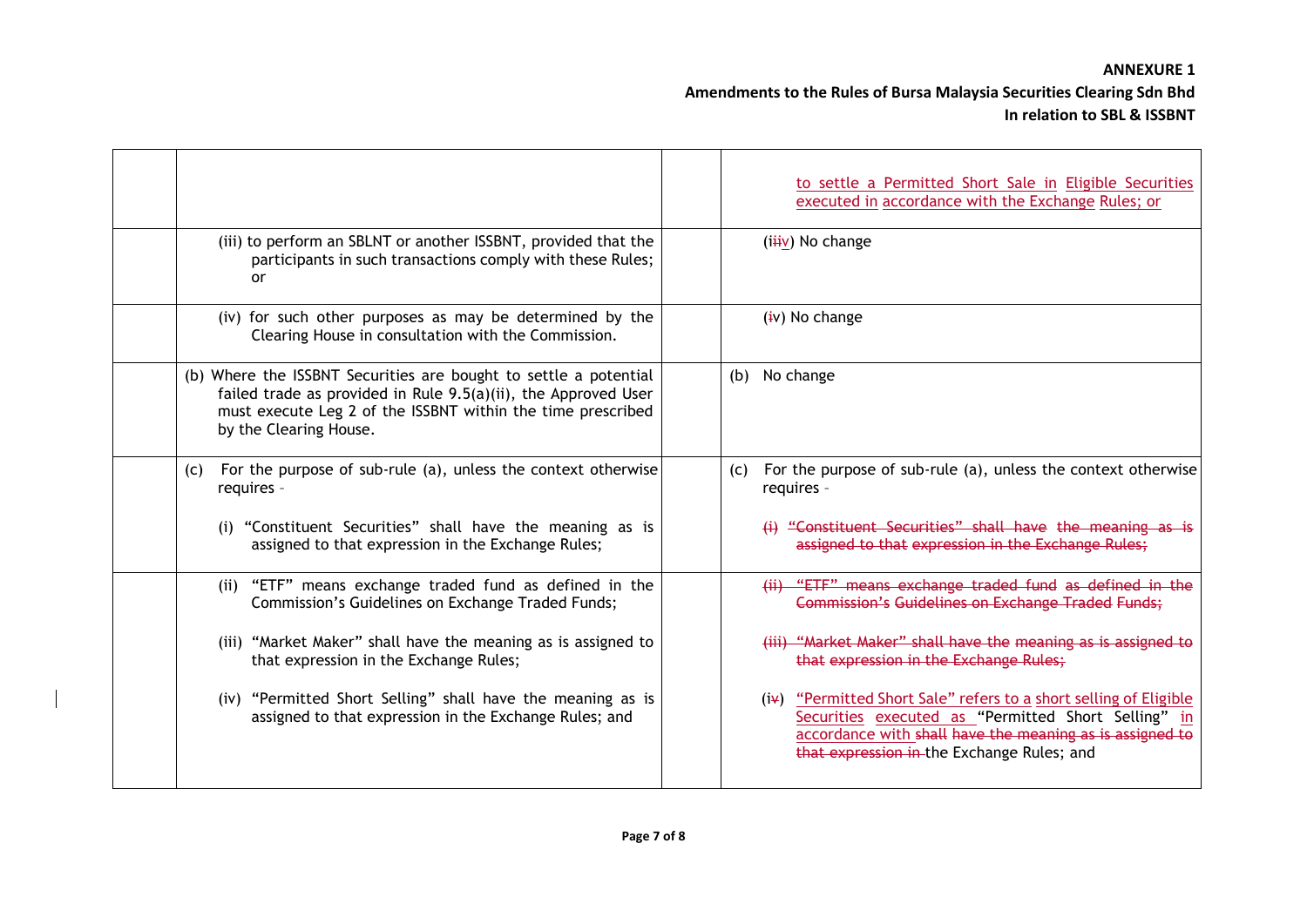**ANNEXURE 1**
**Amendments to the Rules of Bursa Malaysia Securities Clearing Sdn Bhd**
**In relation to SBL & ISSBNT**

| | | | |
|---|---|---|---|
| | | | to settle a Permitted Short Sale in Eligible Securities executed in accordance with the Exchange Rules; or |
| | (iii) to perform an SBLNT or another ISSBNT, provided that the participants in such transactions comply with these Rules; or | | (~~iii~~iv) No change |
| | (iv) for such other purposes as may be determined by the Clearing House in consultation with the Commission. | | (~~i~~v) No change |
| | (b) Where the ISSBNT Securities are bought to settle a potential failed trade as provided in Rule 9.5(a)(ii), the Approved User must execute Leg 2 of the ISSBNT within the time prescribed by the Clearing House. | | (b) No change |
| | (c) For the purpose of sub-rule (a), unless the context otherwise requires - (i) "Constituent Securities" shall have the meaning as is assigned to that expression in the Exchange Rules; | | (c) For the purpose of sub-rule (a), unless the context otherwise requires - ~~(i) "Constituent Securities" shall have the meaning as is assigned to that expression in the Exchange Rules;~~ |
| | (ii) "ETF" means exchange traded fund as defined in the Commission's Guidelines on Exchange Traded Funds; (iii) "Market Maker" shall have the meaning as is assigned to that expression in the Exchange Rules; (iv) "Permitted Short Selling" shall have the meaning as is assigned to that expression in the Exchange Rules; and | | ~~(ii) "ETF" means exchange traded fund as defined in the Commission's Guidelines on Exchange Traded Funds;~~ ~~(iii) "Market Maker" shall have the meaning as is assigned to that expression in the Exchange Rules;~~ (i~~v~~) "Permitted Short Sale" refers to a short selling of Eligible Securities executed as "Permitted Short Selling" in accordance with ~~shall have the meaning as is assigned to that expression in~~ the Exchange Rules; and |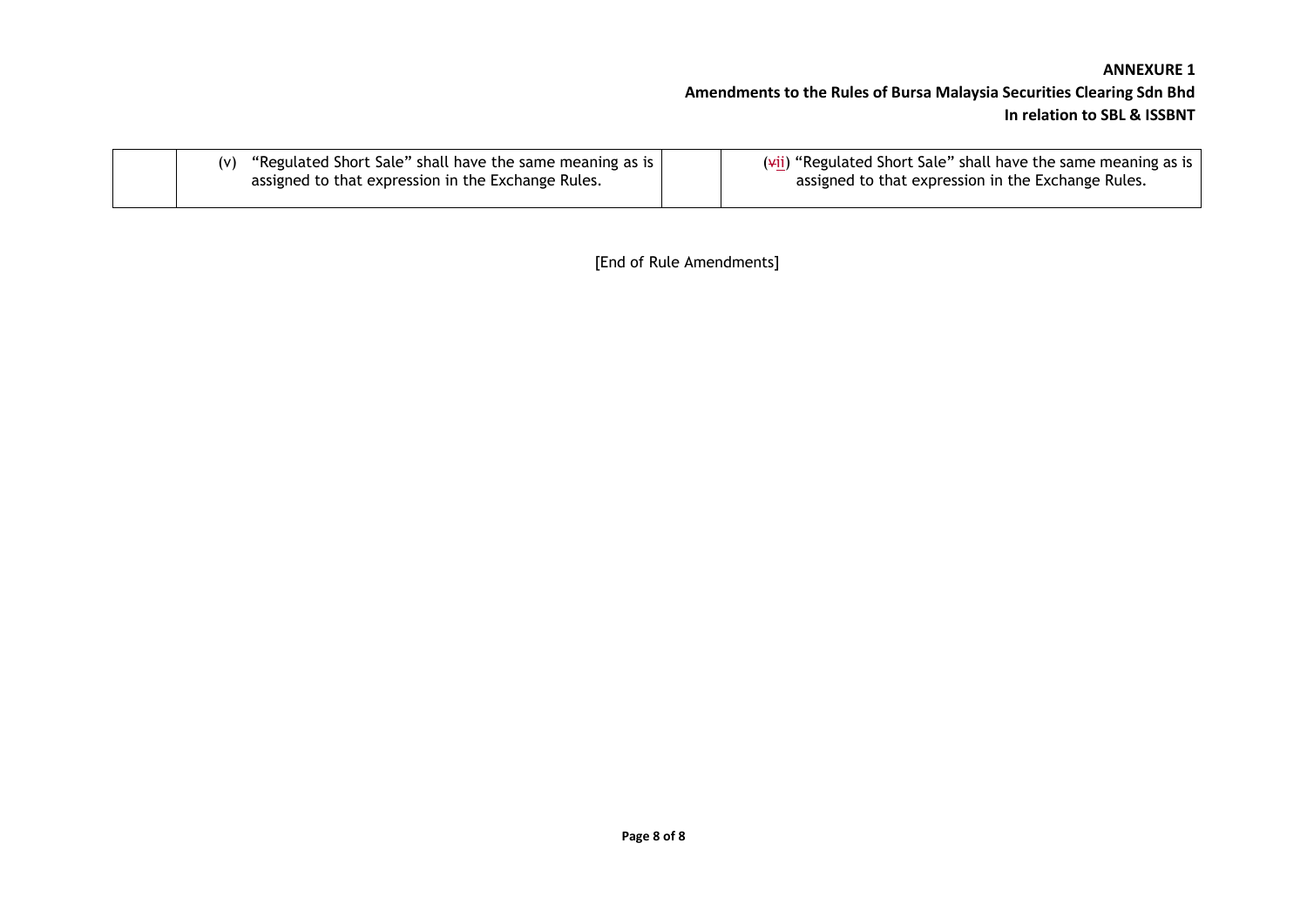| | | | |
|---|---|---|---|
| | (v) "Regulated Short Sale" shall have the same meaning as is assigned to that expression in the Exchange Rules. | | (~~v~~ii) "Regulated Short Sale" shall have the same meaning as is assigned to that expression in the Exchange Rules. |

[End of Rule Amendments]